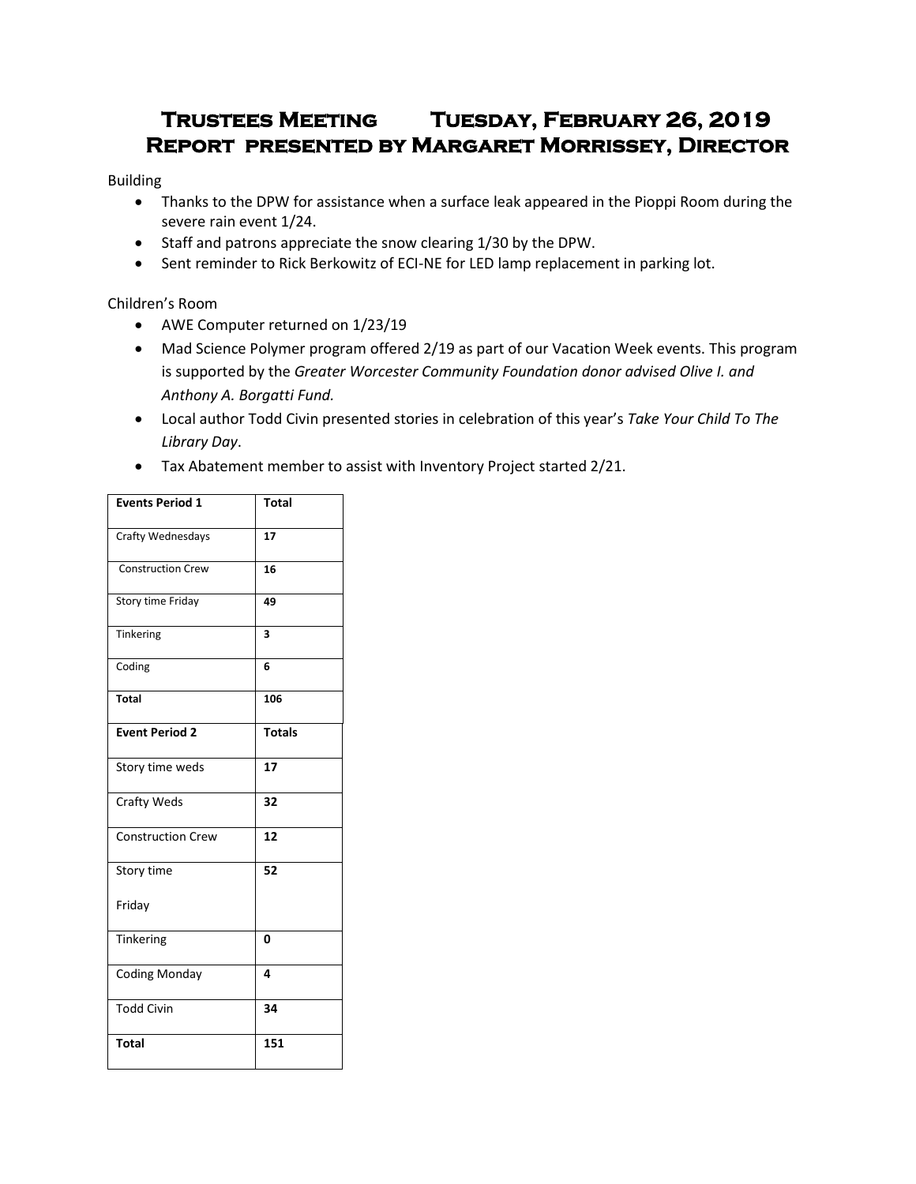# Trustees Meeting Tuesday, February 26, 2019
# Report presented by Margaret Morrissey, Director

Building

- Thanks to the DPW for assistance when a surface leak appeared in the Pioppi Room during the severe rain event 1/24.
- Staff and patrons appreciate the snow clearing 1/30 by the DPW.
- Sent reminder to Rick Berkowitz of ECI-NE for LED lamp replacement in parking lot.

Children's Room

- AWE Computer returned on 1/23/19
- Mad Science Polymer program offered 2/19 as part of our Vacation Week events. This program is supported by the *Greater Worcester Community Foundation donor advised Olive I. and Anthony A. Borgatti Fund.*
- Local author Todd Civin presented stories in celebration of this year's *Take Your Child To The Library Day*.
- Tax Abatement member to assist with Inventory Project started 2/21.

| **Events Period 1** | **Total** |
|---|---|
| Crafty Wednesdays | **17** |
| Construction Crew | **16** |
| Story time Friday | **49** |
| Tinkering | **3** |
| Coding | **6** |
| **Total** | **106** |
| **Event Period 2** | **Totals** |
| Story time weds | **17** |
| Crafty Weds | **32** |
| Construction Crew | **12** |
| Story time Friday | **52** |
| Tinkering | **0** |
| Coding Monday | **4** |
| Todd Civin | **34** |
| **Total** | **151** |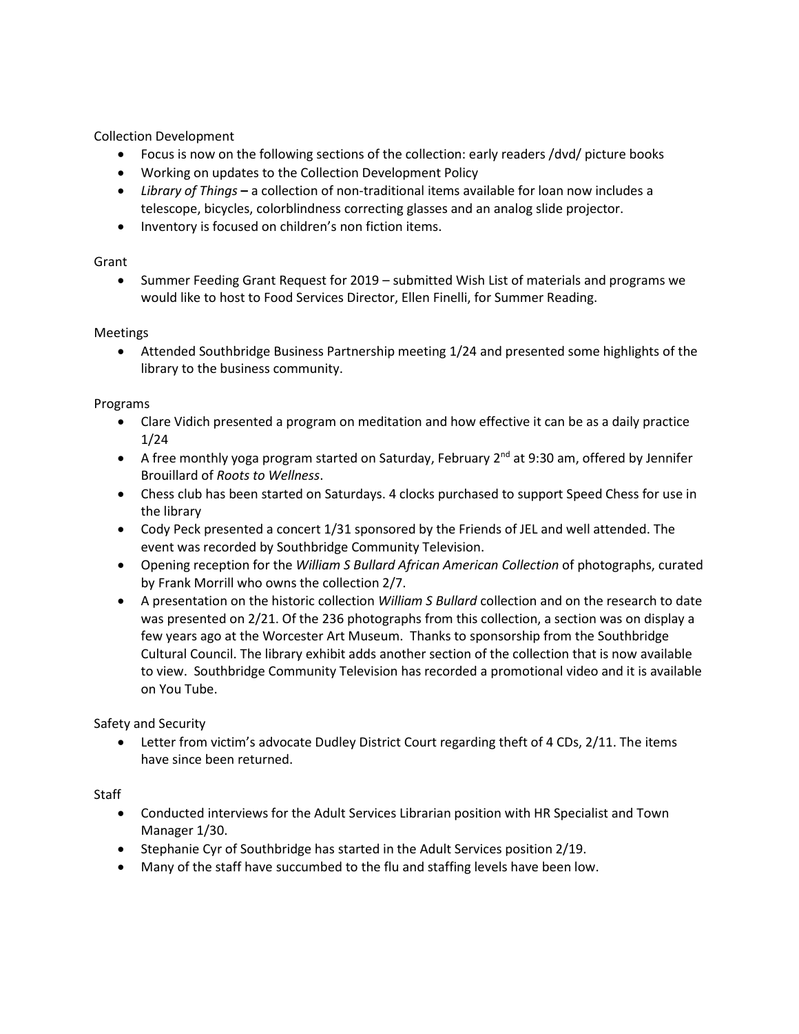Collection Development

- Focus is now on the following sections of the collection: early readers /dvd/ picture books
- Working on updates to the Collection Development Policy
- *Library of Things* **–** a collection of non-traditional items available for loan now includes a telescope, bicycles, colorblindness correcting glasses and an analog slide projector.
- Inventory is focused on children's non fiction items.

Grant

- Summer Feeding Grant Request for 2019 – submitted Wish List of materials and programs we would like to host to Food Services Director, Ellen Finelli, for Summer Reading.

Meetings

- Attended Southbridge Business Partnership meeting 1/24 and presented some highlights of the library to the business community.

Programs

- Clare Vidich presented a program on meditation and how effective it can be as a daily practice 1/24
- A free monthly yoga program started on Saturday, February 2nd at 9:30 am, offered by Jennifer Brouillard of *Roots to Wellness*.
- Chess club has been started on Saturdays. 4 clocks purchased to support Speed Chess for use in the library
- Cody Peck presented a concert 1/31 sponsored by the Friends of JEL and well attended. The event was recorded by Southbridge Community Television.
- Opening reception for the *William S Bullard African American Collection* of photographs, curated by Frank Morrill who owns the collection 2/7.
- A presentation on the historic collection *William S Bullard* collection and on the research to date was presented on 2/21. Of the 236 photographs from this collection, a section was on display a few years ago at the Worcester Art Museum. Thanks to sponsorship from the Southbridge Cultural Council. The library exhibit adds another section of the collection that is now available to view. Southbridge Community Television has recorded a promotional video and it is available on You Tube.

Safety and Security

- Letter from victim's advocate Dudley District Court regarding theft of 4 CDs, 2/11. The items have since been returned.

Staff

- Conducted interviews for the Adult Services Librarian position with HR Specialist and Town Manager 1/30.
- Stephanie Cyr of Southbridge has started in the Adult Services position 2/19.
- Many of the staff have succumbed to the flu and staffing levels have been low.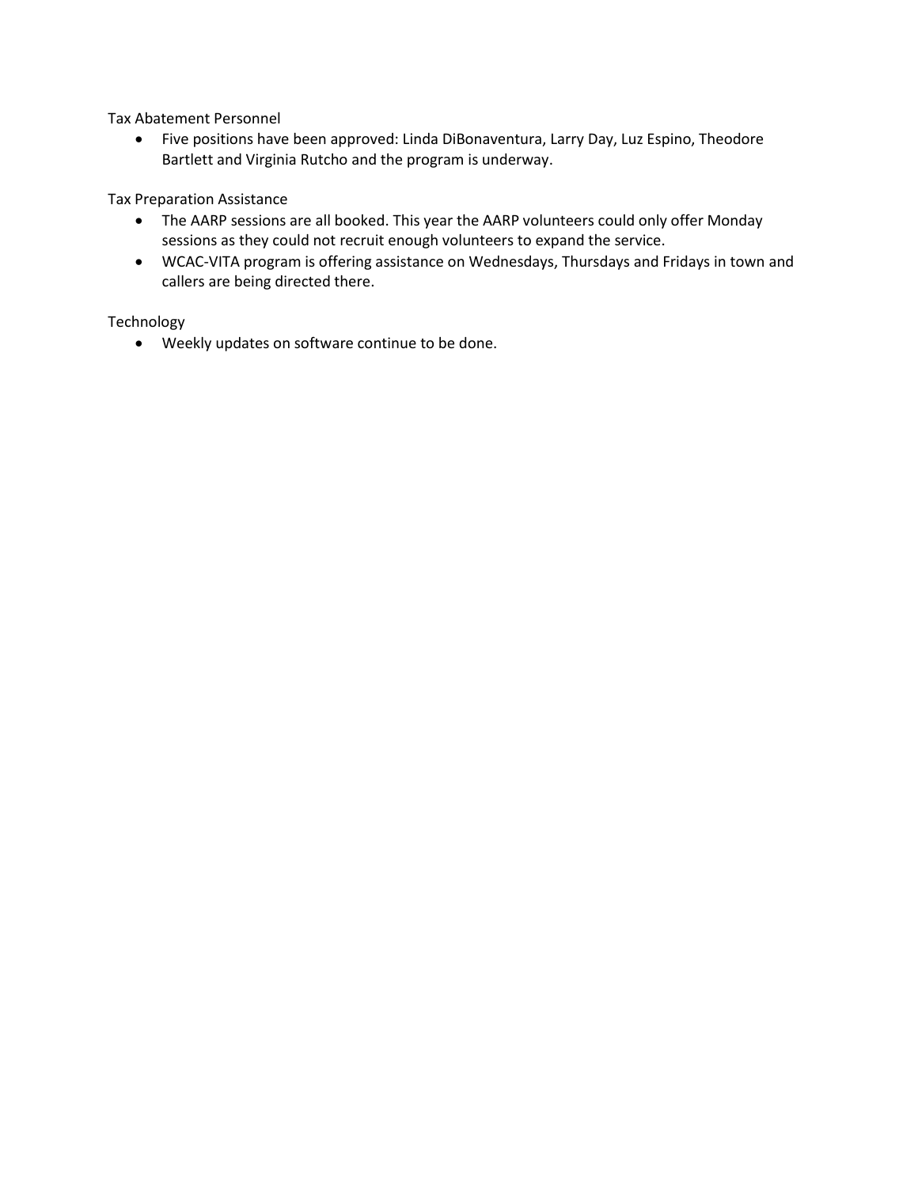Tax Abatement Personnel

- Five positions have been approved: Linda DiBonaventura, Larry Day, Luz Espino, Theodore Bartlett and Virginia Rutcho and the program is underway.

Tax Preparation Assistance

- The AARP sessions are all booked. This year the AARP volunteers could only offer Monday sessions as they could not recruit enough volunteers to expand the service.
- WCAC-VITA program is offering assistance on Wednesdays, Thursdays and Fridays in town and callers are being directed there.

Technology

- Weekly updates on software continue to be done.